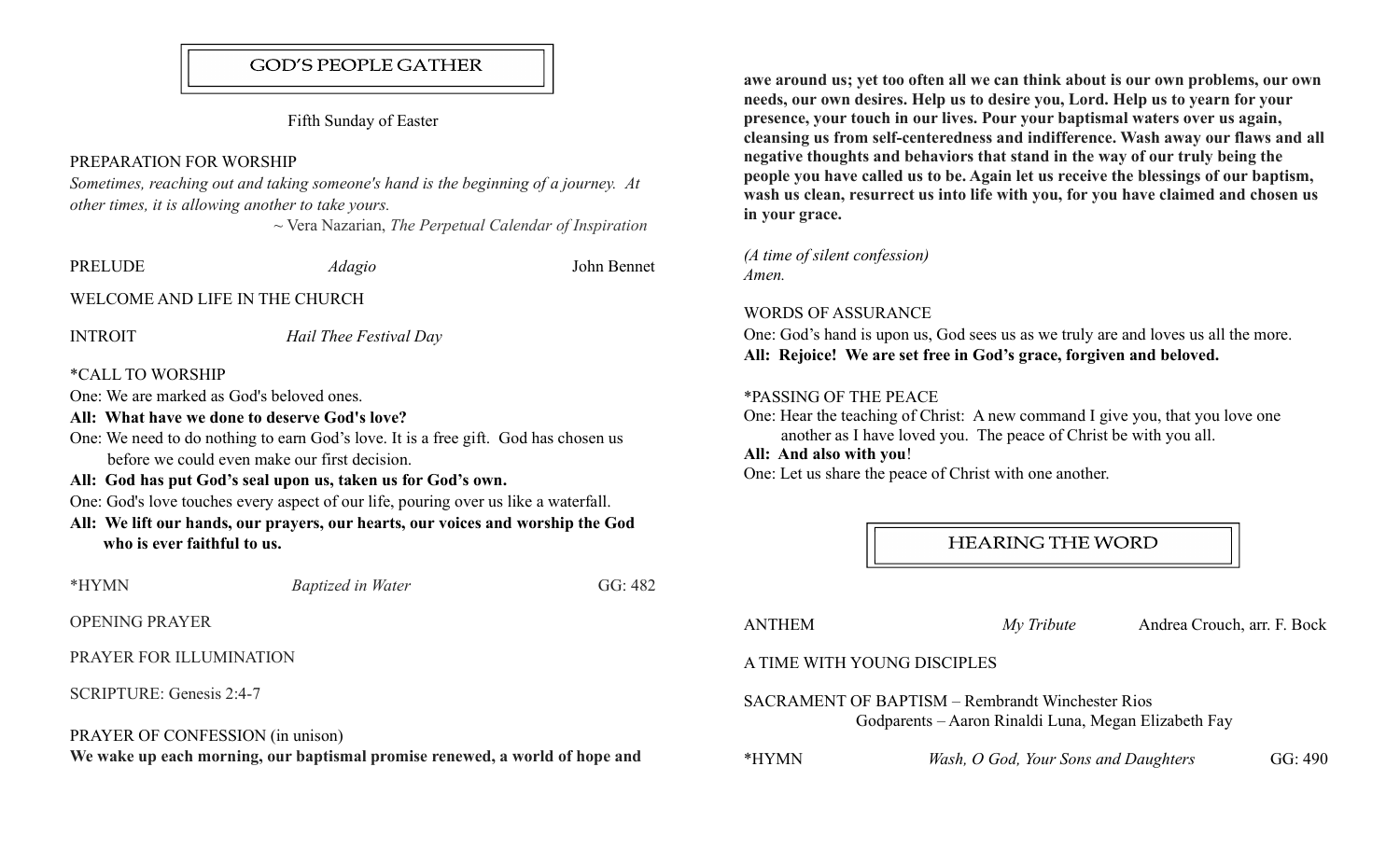## GOD'S PEOPLE GATHER

Fifth Sunday of Easter

PREPARATION FOR WORSHIP

*Sometimes, reaching out and taking someone's hand is the beginning of a journey. At other times, it is allowing another to take yours.*

~ Vera Nazarian, *The Perpetual Calendar of Inspiration*

PRELUDE *Adagio* John Bennet

WELCOME AND LIFE IN THE CHURCH

INTROIT *Hail Thee Festival Day*

*CALL TO WORSHIP

One: We are marked as God's beloved ones.

**All: What have we done to deserve God's love?**

One: We need to do nothing to earn God's love. It is a free gift. God has chosen us before we could even make our first decision.

**All: God has put God's seal upon us, taken us for God's own.**

One: God's love touches every aspect of our life, pouring over us like a waterfall.

**All: We lift our hands, our prayers, our hearts, our voices and worship the God who is ever faithful to us.**

*HYMN *Baptized in Water* GG: 482

OPENING PRAYER

PRAYER FOR ILLUMINATION

SCRIPTURE: Genesis 2:4-7

PRAYER OF CONFESSION (in unison)

**We wake up each morning, our baptismal promise renewed, a world of hope and awe around us; yet too often all we can think about is our own problems, our own needs, our own desires. Help us to desire you, Lord. Help us to yearn for your presence, your touch in our lives. Pour your baptismal waters over us again, cleansing us from self-centeredness and indifference. Wash away our flaws and all negative thoughts and behaviors that stand in the way of our truly being the people you have called us to be. Again let us receive the blessings of our baptism, wash us clean, resurrect us into life with you, for you have claimed and chosen us in your grace.**

*(A time of silent confession)*
*Amen.*

WORDS OF ASSURANCE

One: God's hand is upon us, God sees us as we truly are and loves us all the more.

**All: Rejoice! We are set free in God's grace, forgiven and beloved.**

*PASSING OF THE PEACE

One: Hear the teaching of Christ: A new command I give you, that you love one another as I have loved you. The peace of Christ be with you all.

**All: And also with you**!

One: Let us share the peace of Christ with one another.

## HEARING THE WORD

ANTHEM *My Tribute* Andrea Crouch, arr. F. Bock

A TIME WITH YOUNG DISCIPLES

SACRAMENT OF BAPTISM – Rembrandt Winchester Rios
Godparents – Aaron Rinaldi Luna, Megan Elizabeth Fay

*HYMN *Wash, O God, Your Sons and Daughters* GG: 490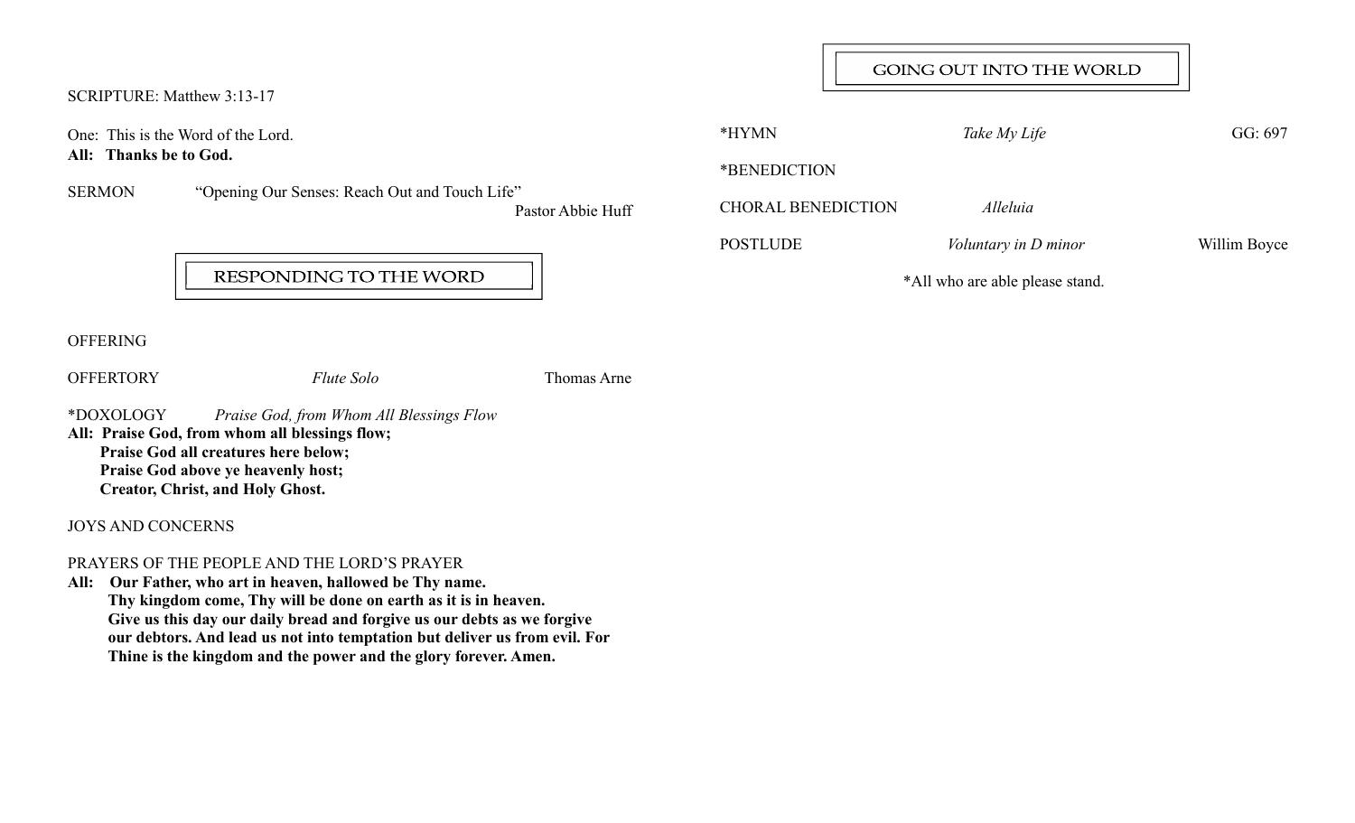SCRIPTURE: Matthew 3:13-17

One: This is the Word of the Lord.
**All: Thanks be to God.**

SERMON “Opening Our Senses: Reach Out and Touch Life”
Pastor Abbie Huff

## RESPONDING TO THE WORD

OFFERING

OFFERTORY *Flute Solo* Thomas Arne

*DOXOLOGY *Praise God, from Whom All Blessings Flow*
**All: Praise God, from whom all blessings flow;**
**Praise God all creatures here below;**
**Praise God above ye heavenly host;**
**Creator, Christ, and Holy Ghost.**

JOYS AND CONCERNS

PRAYERS OF THE PEOPLE AND THE LORD’S PRAYER
**All: Our Father, who art in heaven, hallowed be Thy name.**
**Thy kingdom come, Thy will be done on earth as it is in heaven.**
**Give us this day our daily bread and forgive us our debts as we forgive our debtors. And lead us not into temptation but deliver us from evil. For Thine is the kingdom and the power and the glory forever. Amen.**

## GOING OUT INTO THE WORLD

*HYMN *Take My Life* GG: 697

*BENEDICTION

CHORAL BENEDICTION *Alleluia*

POSTLUDE *Voluntary in D minor* Willim Boyce

*All who are able please stand.